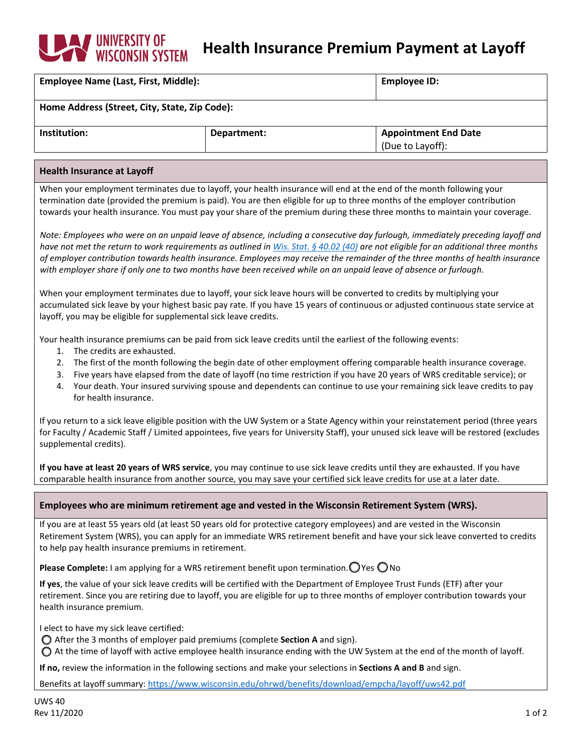# Health Insurance Premium Payment at Layoff

University of Wisconsin System

| Employee Name (Last, First, Middle): | | Employee ID: |
|---|---|---|
| **Home Address (Street, City, State, Zip Code):** | | |
| **Institution:** | **Department:** | **Appointment End Date** (Due to Layoff): |

## Health Insurance at Layoff

When your employment terminates due to layoff, your health insurance will end at the end of the month following your termination date (provided the premium is paid). You are then eligible for up to three months of the employer contribution towards your health insurance. You must pay your share of the premium during these three months to maintain your coverage.

*Note: Employees who were on an unpaid leave of absence, including a consecutive day furlough, immediately preceding layoff and have not met the return to work requirements as outlined in [Wis. Stat. § 40.02 (40)](#) are not eligible for an additional three months of employer contribution towards health insurance. Employees may receive the remainder of the three months of health insurance with employer share if only one to two months have been received while on an unpaid leave of absence or furlough.*

When your employment terminates due to layoff, your sick leave hours will be converted to credits by multiplying your accumulated sick leave by your highest basic pay rate. If you have 15 years of continuous or adjusted continuous state service at layoff, you may be eligible for supplemental sick leave credits.

Your health insurance premiums can be paid from sick leave credits until the earliest of the following events:

1. The credits are exhausted.
2. The first of the month following the begin date of other employment offering comparable health insurance coverage.
3. Five years have elapsed from the date of layoff (no time restriction if you have 20 years of WRS creditable service); or
4. Your death. Your insured surviving spouse and dependents can continue to use your remaining sick leave credits to pay for health insurance.

If you return to a sick leave eligible position with the UW System or a State Agency within your reinstatement period (three years for Faculty / Academic Staff / Limited appointees, five years for University Staff), your unused sick leave will be restored (excludes supplemental credits).

**If you have at least 20 years of WRS service**, you may continue to use sick leave credits until they are exhausted. If you have comparable health insurance from another source, you may save your certified sick leave credits for use at a later date.

## Employees who are minimum retirement age and vested in the Wisconsin Retirement System (WRS).

If you are at least 55 years old (at least 50 years old for protective category employees) and are vested in the Wisconsin Retirement System (WRS), you can apply for an immediate WRS retirement benefit and have your sick leave converted to credits to help pay health insurance premiums in retirement.

**Please Complete:** I am applying for a WRS retirement benefit upon termination. ○ Yes ○ No

**If yes**, the value of your sick leave credits will be certified with the Department of Employee Trust Funds (ETF) after your retirement. Since you are retiring due to layoff, you are eligible for up to three months of employer contribution towards your health insurance premium.

I elect to have my sick leave certified:

○ After the 3 months of employer paid premiums (complete **Section A** and sign).

○ At the time of layoff with active employee health insurance ending with the UW System at the end of the month of layoff.

**If no,** review the information in the following sections and make your selections in **Sections A and B** and sign.

Benefits at layoff summary: https://www.wisconsin.edu/ohrwd/benefits/download/empcha/layoff/uws42.pdf

UWS 40
Rev 11/2020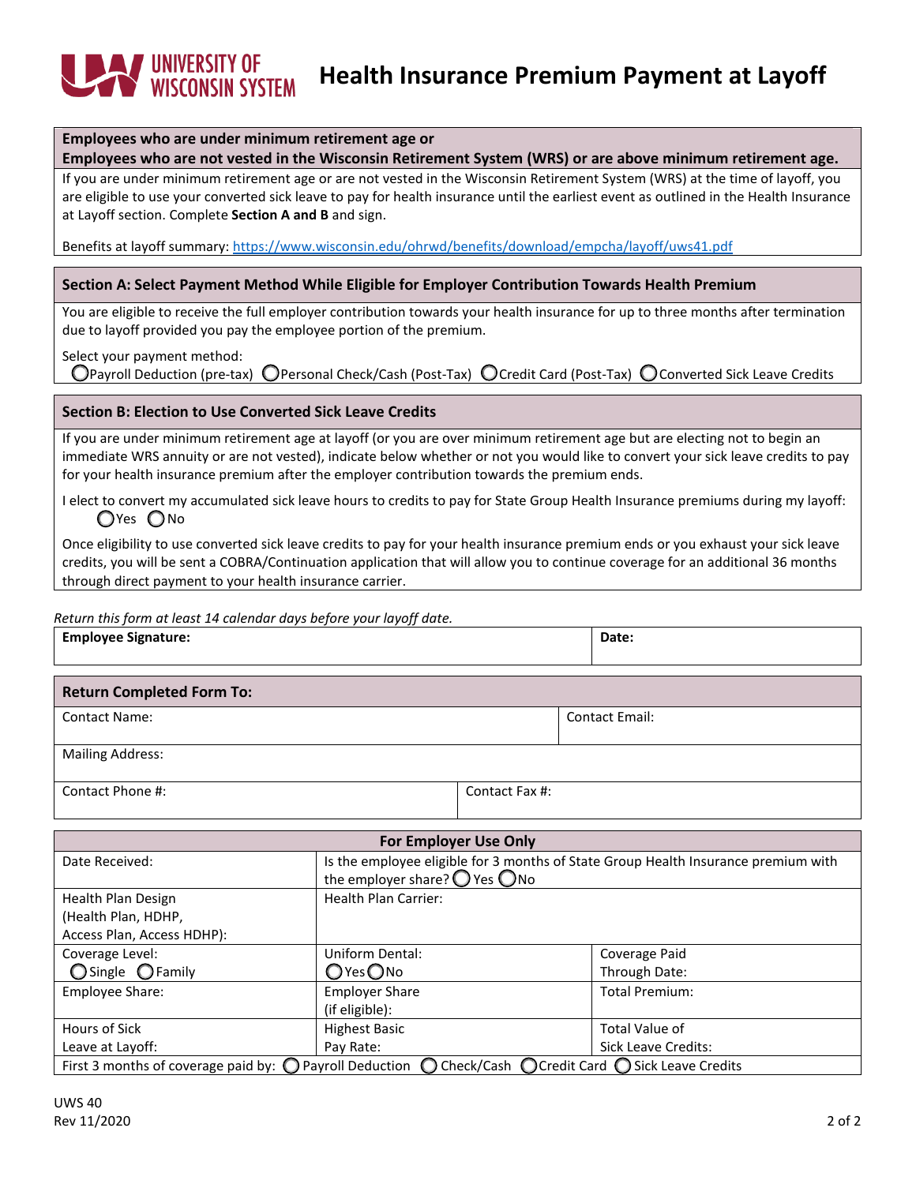# Health Insurance Premium Payment at Layoff

UNIVERSITY OF WISCONSIN SYSTEM

## Employees who are under minimum retirement age or Employees who are not vested in the Wisconsin Retirement System (WRS) or are above minimum retirement age.

If you are under minimum retirement age or are not vested in the Wisconsin Retirement System (WRS) at the time of layoff, you are eligible to use your converted sick leave to pay for health insurance until the earliest event as outlined in the Health Insurance at Layoff section. Complete **Section A and B** and sign.

Benefits at layoff summary: https://www.wisconsin.edu/ohrwd/benefits/download/empcha/layoff/uws41.pdf

## Section A: Select Payment Method While Eligible for Employer Contribution Towards Health Premium

You are eligible to receive the full employer contribution towards your health insurance for up to three months after termination due to layoff provided you pay the employee portion of the premium.

Select your payment method:

○ Payroll Deduction (pre-tax) ○ Personal Check/Cash (Post-Tax) ○ Credit Card (Post-Tax) ○ Converted Sick Leave Credits

## Section B: Election to Use Converted Sick Leave Credits

If you are under minimum retirement age at layoff (or you are over minimum retirement age but are electing not to begin an immediate WRS annuity or are not vested), indicate below whether or not you would like to convert your sick leave credits to pay for your health insurance premium after the employer contribution towards the premium ends.

I elect to convert my accumulated sick leave hours to credits to pay for State Group Health Insurance premiums during my layoff:

○ Yes ○ No

Once eligibility to use converted sick leave credits to pay for your health insurance premium ends or you exhaust your sick leave credits, you will be sent a COBRA/Continuation application that will allow you to continue coverage for an additional 36 months through direct payment to your health insurance carrier.

*Return this form at least 14 calendar days before your layoff date.*

| | |
|---|---|
| **Employee Signature:** | **Date:** |

| **Return Completed Form To:** | |
|---|---|
| Contact Name: | Contact Email: |
| Mailing Address: | |
| Contact Phone #: | Contact Fax #: |

| **For Employer Use Only** | | |
|---|---|---|
| Date Received: | Is the employee eligible for 3 months of State Group Health Insurance premium with the employer share? ○ Yes ○ No | |
| Health Plan Design (Health Plan, HDHP, Access Plan, Access HDHP): | Health Plan Carrier: | |
| Coverage Level: ○ Single ○ Family | Uniform Dental: ○ Yes ○ No | Coverage Paid Through Date: |
| Employee Share: | Employer Share (if eligible): | Total Premium: |
| Hours of Sick Leave at Layoff: | Highest Basic Pay Rate: | Total Value of Sick Leave Credits: |
| First 3 months of coverage paid by: ○ Payroll Deduction ○ Check/Cash ○ Credit Card ○ Sick Leave Credits | | |

UWS 40
Rev 11/2020